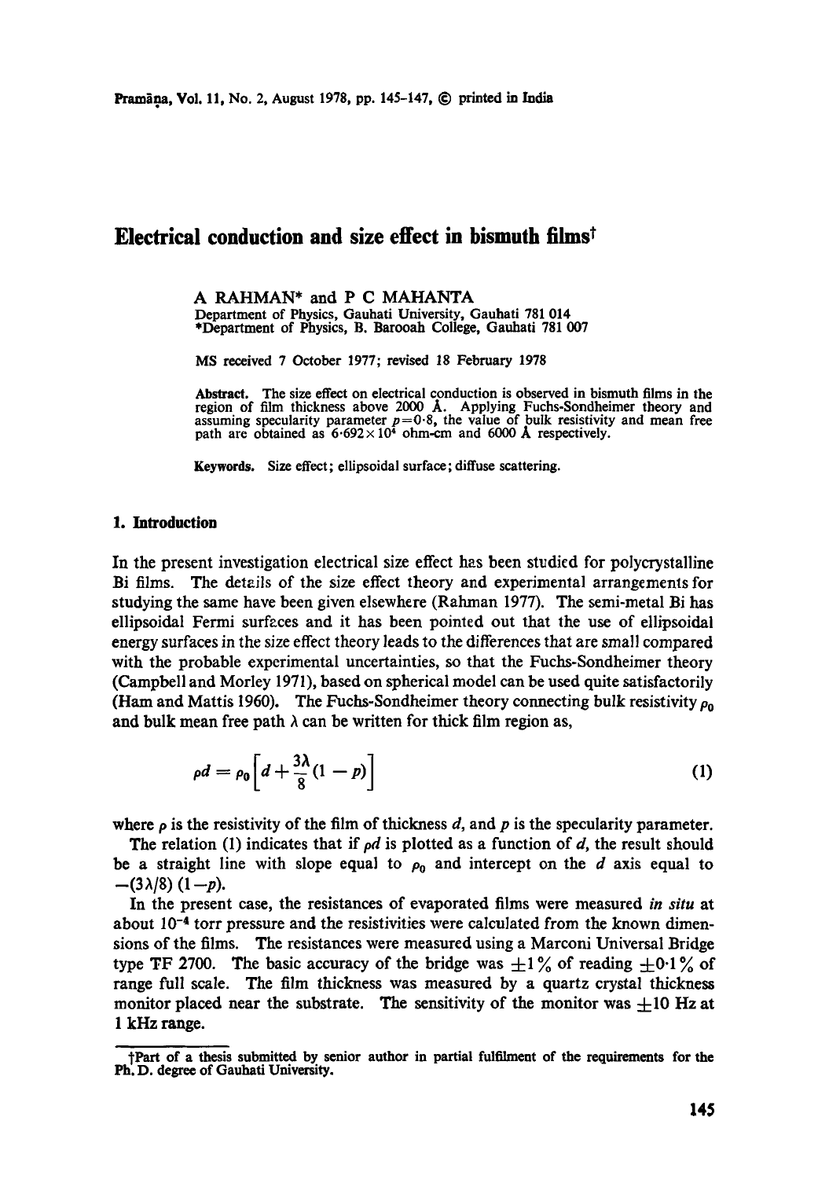# Electrical conduction and size effect in bismuth films[†]

A RAHMAN* and P C MAHANTA

Department of Physics, Gauhati University, Gauhati 781 014

*Department of Physics, B. Barooah College, Gauhati 781 007

MS received 7 October 1977; revised 18 February 1978

**Abstract.** The size effect on electrical conduction is observed in bismuth films in the region of film thickness above 2000 Å. Applying Fuchs-Sondheimer theory and assuming specularity parameter $p=0{\cdot}8$, the value of bulk resistivity and mean free path are obtained as $6{\cdot}692\times 10^{4}$ ohm-cm and 6000 Å respectively.

**Keywords.** Size effect; ellipsoidal surface; diffuse scattering.

## 1. Introduction

In the present investigation electrical size effect has been studied for polycrystalline Bi films. The details of the size effect theory and experimental arrangements for studying the same have been given elsewhere (Rahman 1977). The semi-metal Bi has ellipsoidal Fermi surfaces and it has been pointed out that the use of ellipsoidal energy surfaces in the size effect theory leads to the differences that are small compared with the probable experimental uncertainties, so that the Fuchs-Sondheimer theory (Campbell and Morley 1971), based on spherical model can be used quite satisfactorily (Ham and Mattis 1960). The Fuchs-Sondheimer theory connecting bulk resistivity $\rho_0$ and bulk mean free path $\lambda$ can be written for thick film region as,

$$\rho d = \rho_0 \left[ d + \frac{3\lambda}{8}(1-p) \right] \tag{1}$$

where $\rho$ is the resistivity of the film of thickness $d$, and $p$ is the specularity parameter.

The relation (1) indicates that if $\rho d$ is plotted as a function of $d$, the result should be a straight line with slope equal to $\rho_0$ and intercept on the $d$ axis equal to $-(3\lambda/8)(1-p)$.

In the present case, the resistances of evaporated films were measured *in situ* at about $10^{-4}$ torr pressure and the resistivities were calculated from the known dimensions of the films. The resistances were measured using a Marconi Universal Bridge type TF 2700. The basic accuracy of the bridge was $\pm 1\%$ of reading $\pm 0{\cdot}1\%$ of range full scale. The film thickness was measured by a quartz crystal thickness monitor placed near the substrate. The sensitivity of the monitor was $\pm 10$ Hz at 1 kHz range.

[†]Part of a thesis submitted by senior author in partial fulfilment of the requirements for the Ph. D. degree of Gauhati University.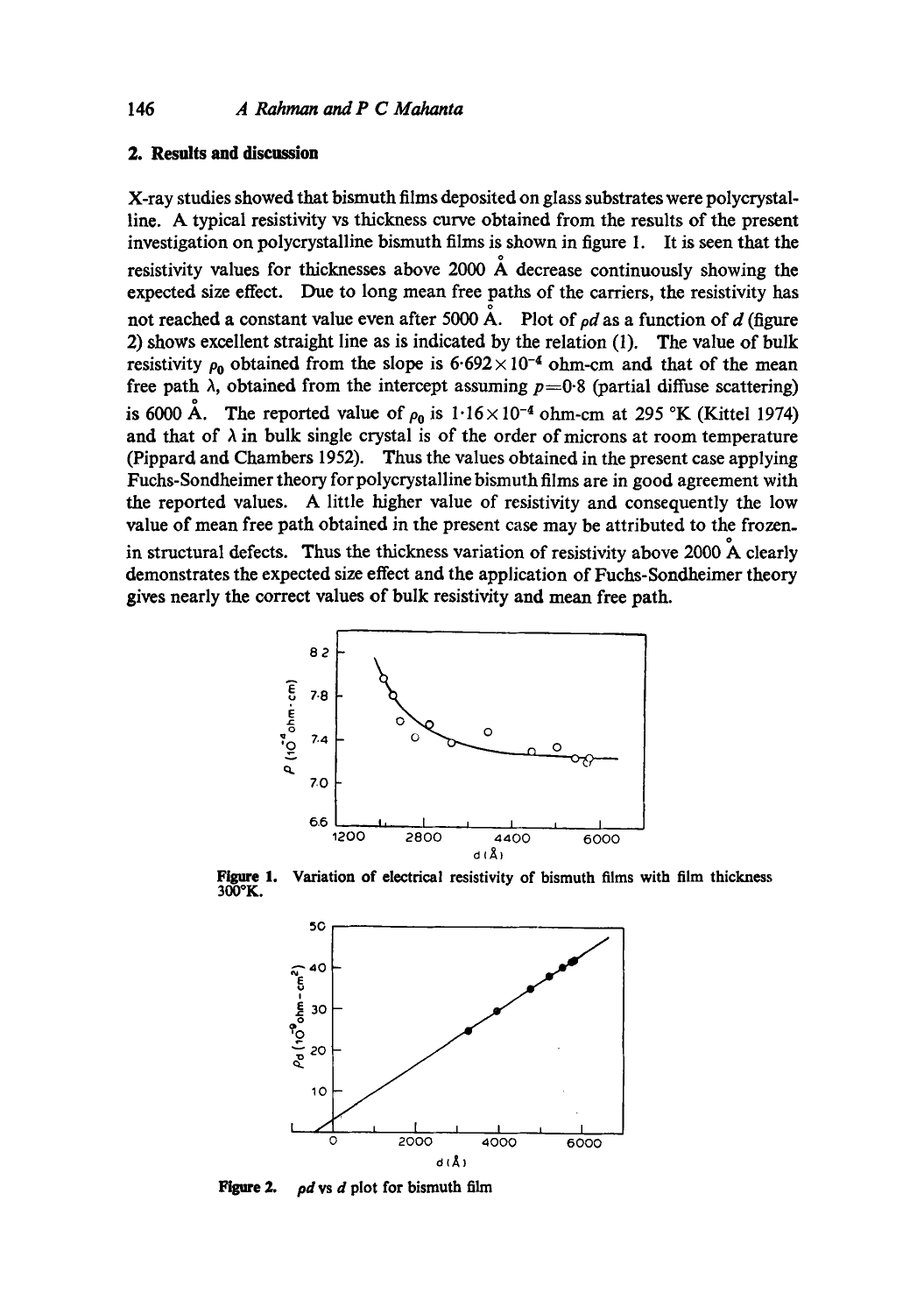## 2. Results and discussion

X-ray studies showed that bismuth films deposited on glass substrates were polycrystalline. A typical resistivity vs thickness curve obtained from the results of the present investigation on polycrystalline bismuth films is shown in figure 1. It is seen that the resistivity values for thicknesses above 2000 Å decrease continuously showing the expected size effect. Due to long mean free paths of the carriers, the resistivity has not reached a constant value even after 5000 Å. Plot of $\rho d$ as a function of $d$ (figure 2) shows excellent straight line as is indicated by the relation (1). The value of bulk resistivity $\rho_0$ obtained from the slope is $6{\cdot}692 \times 10^{-4}$ ohm-cm and that of the mean free path $\lambda$, obtained from the intercept assuming $p=0{\cdot}8$ (partial diffuse scattering) is 6000 Å. The reported value of $\rho_0$ is $1{\cdot}16 \times 10^{-4}$ ohm-cm at 295 °K (Kittel 1974) and that of $\lambda$ in bulk single crystal is of the order of microns at room temperature (Pippard and Chambers 1952). Thus the values obtained in the present case applying Fuchs-Sondheimer theory for polycrystalline bismuth films are in good agreement with the reported values. A little higher value of resistivity and consequently the low value of mean free path obtained in the present case may be attributed to the frozen-in structural defects. Thus the thickness variation of resistivity above 2000 Å clearly demonstrates the expected size effect and the application of Fuchs-Sondheimer theory gives nearly the correct values of bulk resistivity and mean free path.

**Figure 1.** Variation of electrical resistivity of bismuth films with film thickness 300°K.

**Figure 2.** $\rho d$ vs $d$ plot for bismuth film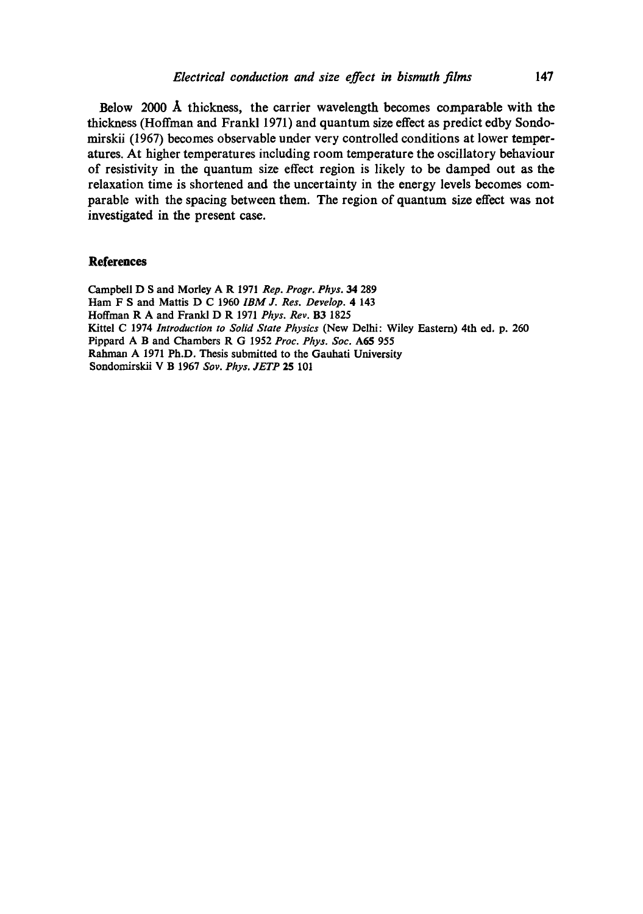Below 2000 Å thickness, the carrier wavelength becomes comparable with the thickness (Hoffman and Frankl 1971) and quantum size effect as predict edby Sondomirskii (1967) becomes observable under very controlled conditions at lower temperatures. At higher temperatures including room temperature the oscillatory behaviour of resistivity in the quantum size effect region is likely to be damped out as the relaxation time is shortened and the uncertainty in the energy levels becomes comparable with the spacing between them. The region of quantum size effect was not investigated in the present case.

## References

Campbell D S and Morley A R 1971 *Rep. Progr. Phys.* **34** 289

Ham F S and Mattis D C 1960 *IBM J. Res. Develop.* **4** 143

Hoffman R A and Frankl D R 1971 *Phys. Rev.* **B3** 1825

Kittel C 1974 *Introduction to Solid State Physics* (New Delhi: Wiley Eastern) 4th ed. p. 260

Pippard A B and Chambers R G 1952 *Proc. Phys. Soc.* **A65** 955

Rahman A 1971 Ph.D. Thesis submitted to the Gauhati University

Sondomirskii V B 1967 *Sov. Phys. JETP* **25** 101